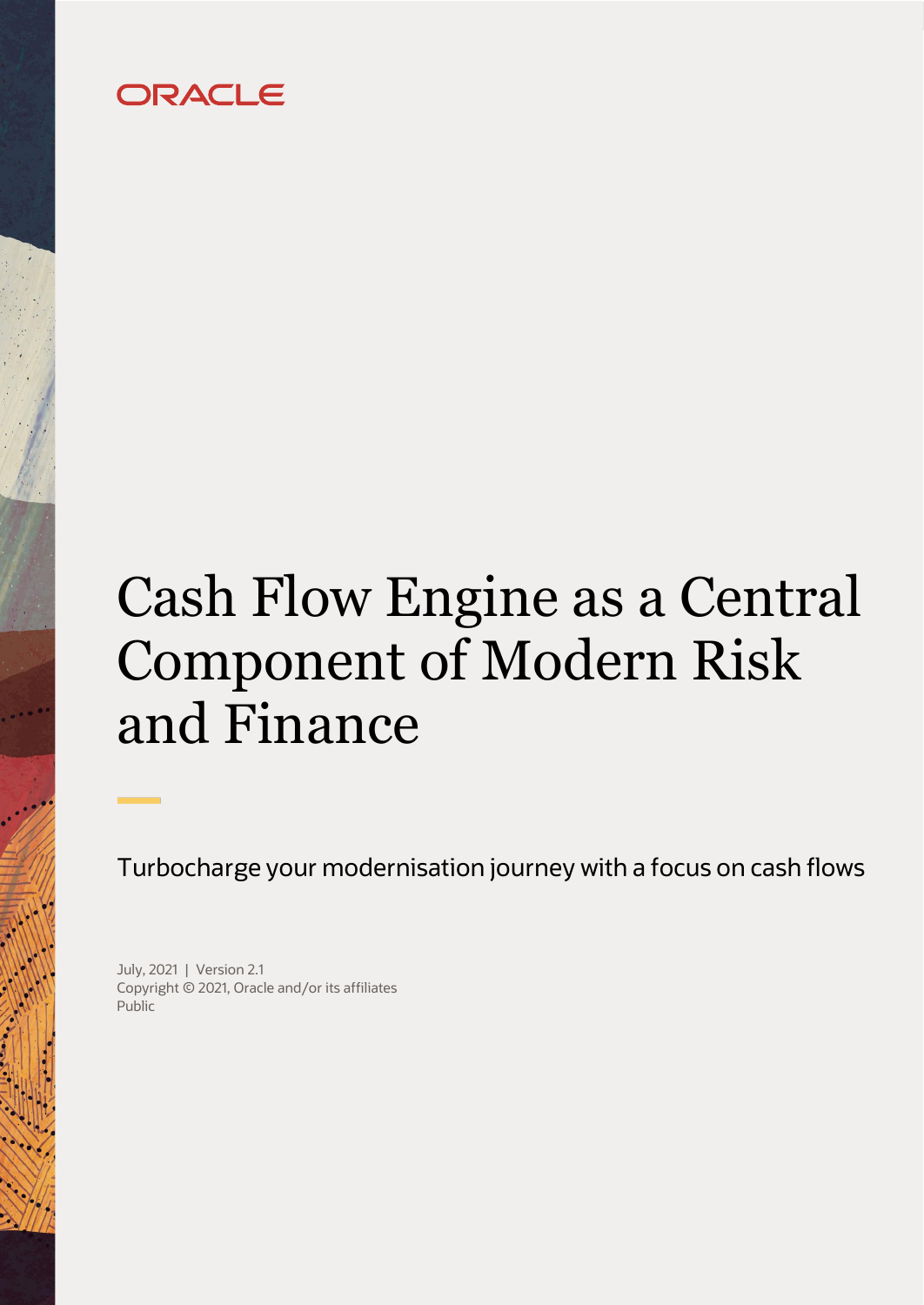ORACLE

# Cash Flow Engine as a Central Component of Modern Risk and Finance

Turbocharge your modernisation journey with a focus on cash flows

July, 2021 | Version 2.1
Copyright © 2021, Oracle and/or its affiliates
Public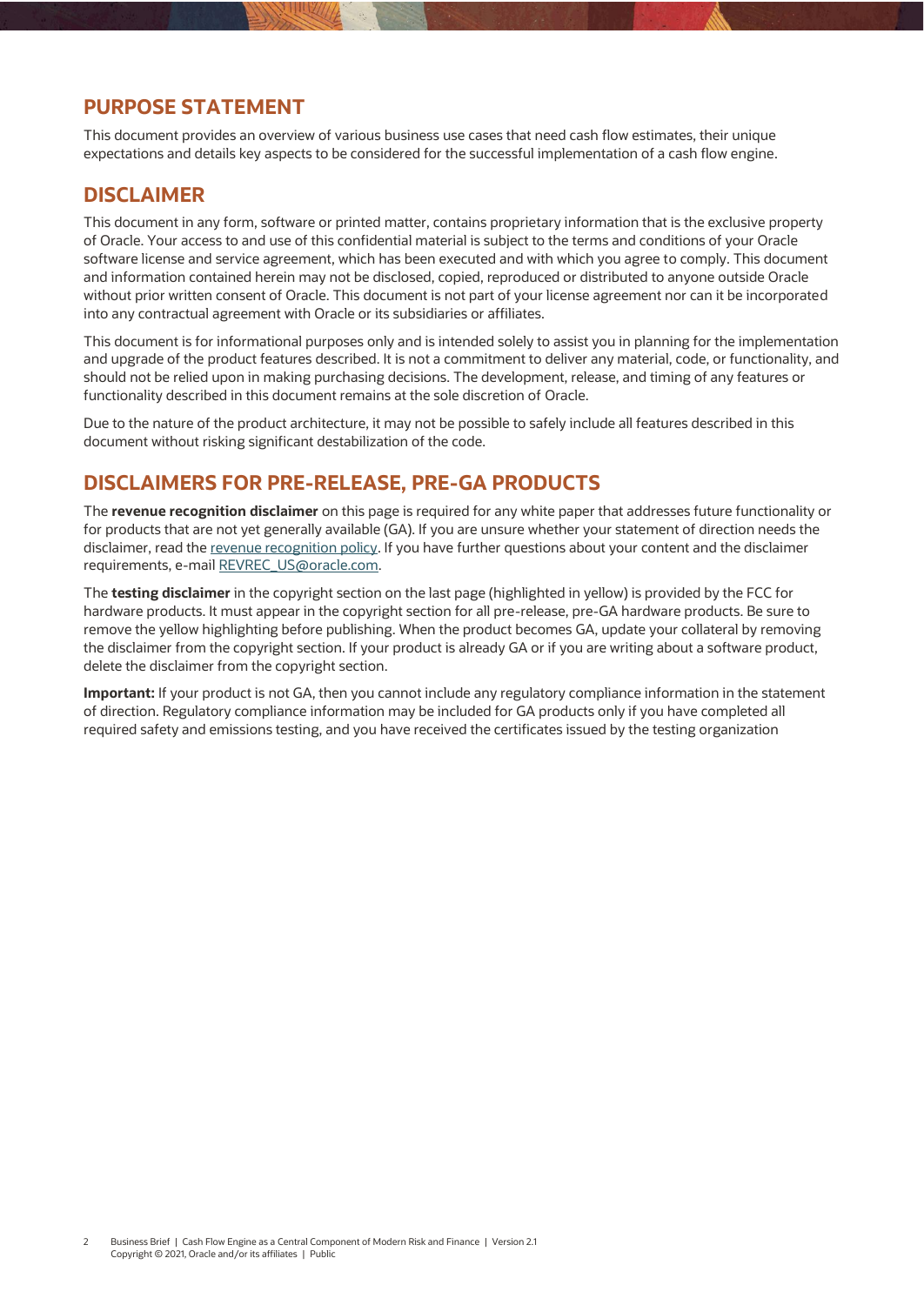## PURPOSE STATEMENT

This document provides an overview of various business use cases that need cash flow estimates, their unique expectations and details key aspects to be considered for the successful implementation of a cash flow engine.

## DISCLAIMER

This document in any form, software or printed matter, contains proprietary information that is the exclusive property of Oracle. Your access to and use of this confidential material is subject to the terms and conditions of your Oracle software license and service agreement, which has been executed and with which you agree to comply. This document and information contained herein may not be disclosed, copied, reproduced or distributed to anyone outside Oracle without prior written consent of Oracle. This document is not part of your license agreement nor can it be incorporated into any contractual agreement with Oracle or its subsidiaries or affiliates.

This document is for informational purposes only and is intended solely to assist you in planning for the implementation and upgrade of the product features described. It is not a commitment to deliver any material, code, or functionality, and should not be relied upon in making purchasing decisions. The development, release, and timing of any features or functionality described in this document remains at the sole discretion of Oracle.

Due to the nature of the product architecture, it may not be possible to safely include all features described in this document without risking significant destabilization of the code.

## DISCLAIMERS FOR PRE-RELEASE, PRE-GA PRODUCTS

The **revenue recognition disclaimer** on this page is required for any white paper that addresses future functionality or for products that are not yet generally available (GA). If you are unsure whether your statement of direction needs the disclaimer, read the revenue recognition policy. If you have further questions about your content and the disclaimer requirements, e-mail REVREC_US@oracle.com.

The **testing disclaimer** in the copyright section on the last page (highlighted in yellow) is provided by the FCC for hardware products. It must appear in the copyright section for all pre-release, pre-GA hardware products. Be sure to remove the yellow highlighting before publishing. When the product becomes GA, update your collateral by removing the disclaimer from the copyright section. If your product is already GA or if you are writing about a software product, delete the disclaimer from the copyright section.

**Important:** If your product is not GA, then you cannot include any regulatory compliance information in the statement of direction. Regulatory compliance information may be included for GA products only if you have completed all required safety and emissions testing, and you have received the certificates issued by the testing organization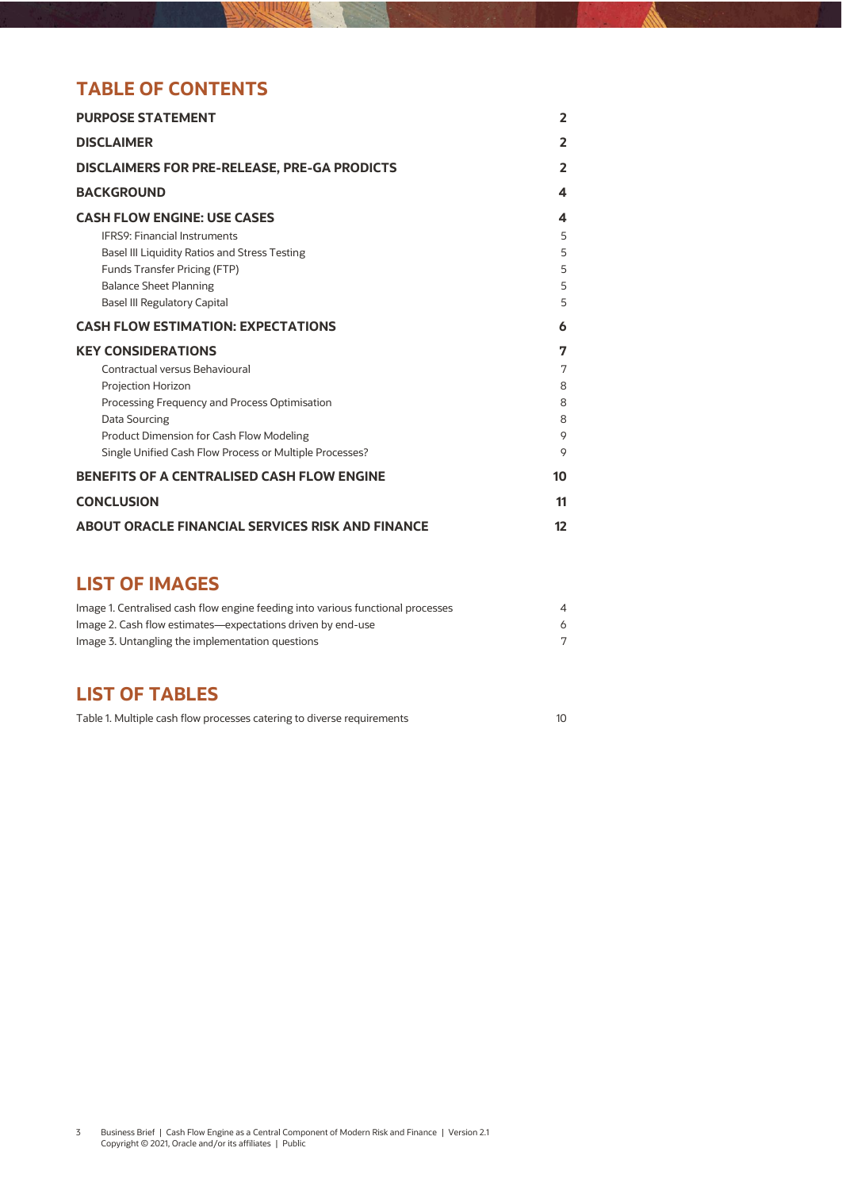# TABLE OF CONTENTS

| | |
|---|---|
| **PURPOSE STATEMENT** | **2** |
| **DISCLAIMER** | **2** |
| **DISCLAIMERS FOR PRE-RELEASE, PRE-GA PRODICTS** | **2** |
| **BACKGROUND** | **4** |
| **CASH FLOW ENGINE: USE CASES** | **4** |
| IFRS9: Financial Instruments | 5 |
| Basel III Liquidity Ratios and Stress Testing | 5 |
| Funds Transfer Pricing (FTP) | 5 |
| Balance Sheet Planning | 5 |
| Basel III Regulatory Capital | 5 |
| **CASH FLOW ESTIMATION: EXPECTATIONS** | **6** |
| **KEY CONSIDERATIONS** | **7** |
| Contractual versus Behavioural | 7 |
| Projection Horizon | 8 |
| Processing Frequency and Process Optimisation | 8 |
| Data Sourcing | 8 |
| Product Dimension for Cash Flow Modeling | 9 |
| Single Unified Cash Flow Process or Multiple Processes? | 9 |
| **BENEFITS OF A CENTRALISED CASH FLOW ENGINE** | **10** |
| **CONCLUSION** | **11** |
| **ABOUT ORACLE FINANCIAL SERVICES RISK AND FINANCE** | **12** |

# LIST OF IMAGES

| | |
|---|---|
| Image 1. Centralised cash flow engine feeding into various functional processes | 4 |
| Image 2. Cash flow estimates—expectations driven by end-use | 6 |
| Image 3. Untangling the implementation questions | 7 |

# LIST OF TABLES

| | |
|---|---|
| Table 1. Multiple cash flow processes catering to diverse requirements | 10 |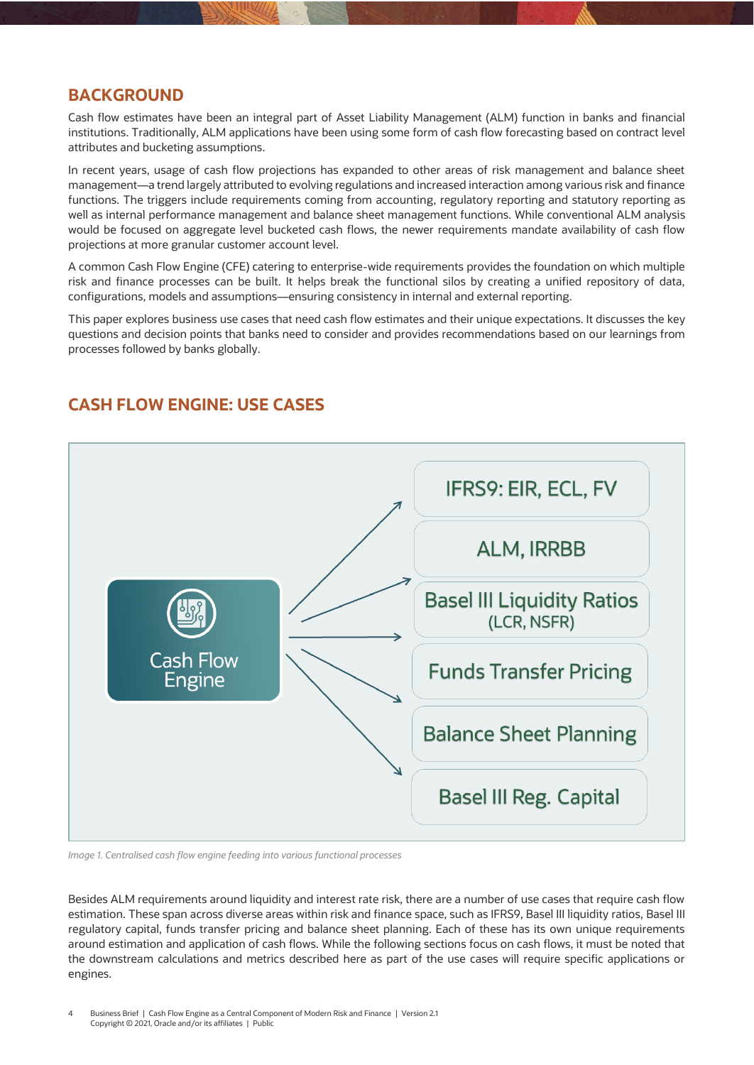## BACKGROUND

Cash flow estimates have been an integral part of Asset Liability Management (ALM) function in banks and financial institutions. Traditionally, ALM applications have been using some form of cash flow forecasting based on contract level attributes and bucketing assumptions.

In recent years, usage of cash flow projections has expanded to other areas of risk management and balance sheet management—a trend largely attributed to evolving regulations and increased interaction among various risk and finance functions. The triggers include requirements coming from accounting, regulatory reporting and statutory reporting as well as internal performance management and balance sheet management functions. While conventional ALM analysis would be focused on aggregate level bucketed cash flows, the newer requirements mandate availability of cash flow projections at more granular customer account level.

A common Cash Flow Engine (CFE) catering to enterprise-wide requirements provides the foundation on which multiple risk and finance processes can be built. It helps break the functional silos by creating a unified repository of data, configurations, models and assumptions—ensuring consistency in internal and external reporting.

This paper explores business use cases that need cash flow estimates and their unique expectations. It discusses the key questions and decision points that banks need to consider and provides recommendations based on our learnings from processes followed by banks globally.

## CASH FLOW ENGINE: USE CASES

Cash Flow Engine

- IFRS9: EIR, ECL, FV
- ALM, IRRBB
- Basel III Liquidity Ratios (LCR, NSFR)
- Funds Transfer Pricing
- Balance Sheet Planning
- Basel III Reg. Capital

*Image 1. Centralised cash flow engine feeding into various functional processes*

Besides ALM requirements around liquidity and interest rate risk, there are a number of use cases that require cash flow estimation. These span across diverse areas within risk and finance space, such as IFRS9, Basel III liquidity ratios, Basel III regulatory capital, funds transfer pricing and balance sheet planning. Each of these has its own unique requirements around estimation and application of cash flows. While the following sections focus on cash flows, it must be noted that the downstream calculations and metrics described here as part of the use cases will require specific applications or engines.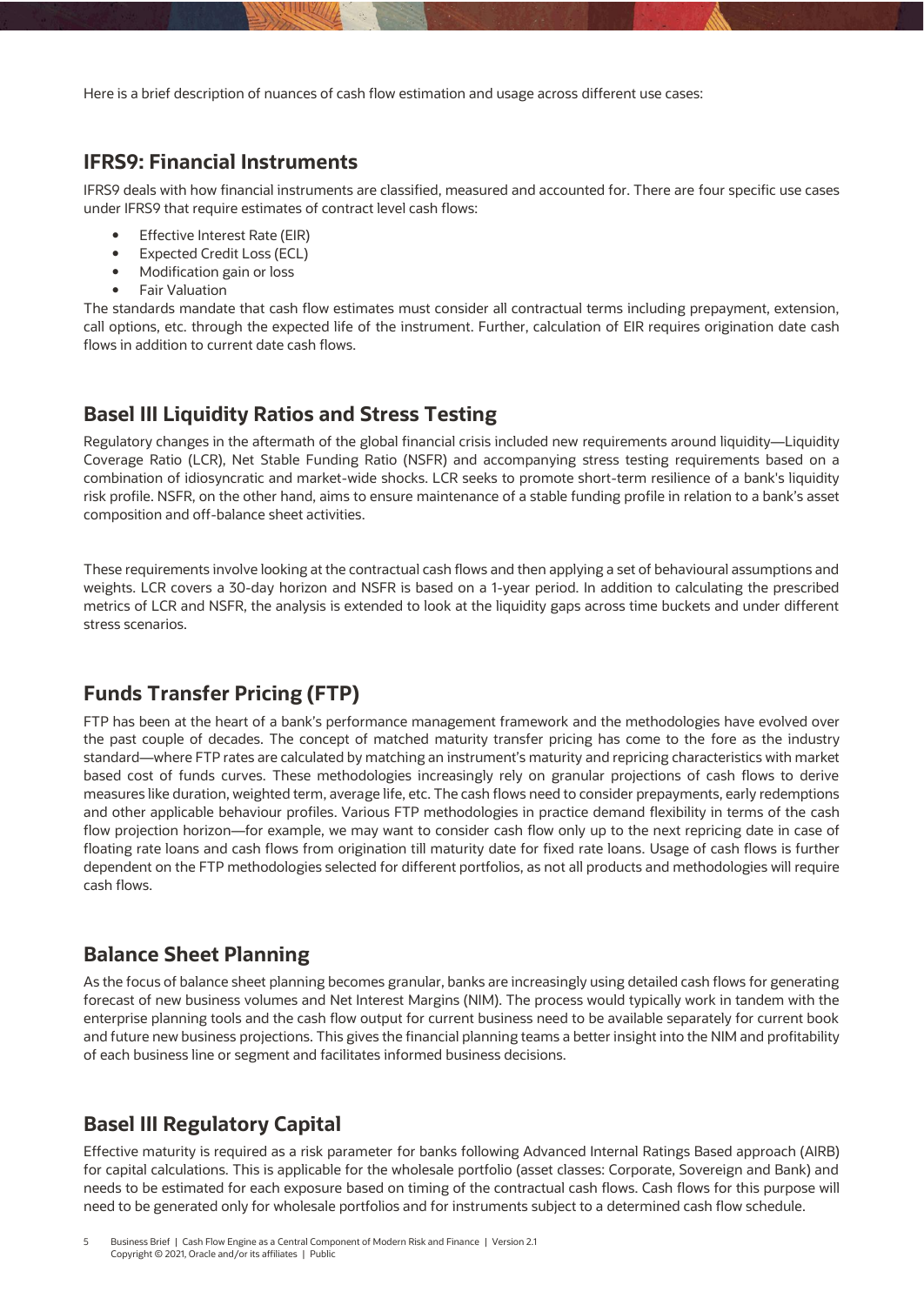Here is a brief description of nuances of cash flow estimation and usage across different use cases:

## IFRS9: Financial Instruments

IFRS9 deals with how financial instruments are classified, measured and accounted for. There are four specific use cases under IFRS9 that require estimates of contract level cash flows:

- Effective Interest Rate (EIR)
- Expected Credit Loss (ECL)
- Modification gain or loss
- Fair Valuation

The standards mandate that cash flow estimates must consider all contractual terms including prepayment, extension, call options, etc. through the expected life of the instrument. Further, calculation of EIR requires origination date cash flows in addition to current date cash flows.

## Basel III Liquidity Ratios and Stress Testing

Regulatory changes in the aftermath of the global financial crisis included new requirements around liquidity—Liquidity Coverage Ratio (LCR), Net Stable Funding Ratio (NSFR) and accompanying stress testing requirements based on a combination of idiosyncratic and market-wide shocks. LCR seeks to promote short-term resilience of a bank's liquidity risk profile. NSFR, on the other hand, aims to ensure maintenance of a stable funding profile in relation to a bank's asset composition and off-balance sheet activities.

These requirements involve looking at the contractual cash flows and then applying a set of behavioural assumptions and weights. LCR covers a 30-day horizon and NSFR is based on a 1-year period. In addition to calculating the prescribed metrics of LCR and NSFR, the analysis is extended to look at the liquidity gaps across time buckets and under different stress scenarios.

## Funds Transfer Pricing (FTP)

FTP has been at the heart of a bank's performance management framework and the methodologies have evolved over the past couple of decades. The concept of matched maturity transfer pricing has come to the fore as the industry standard—where FTP rates are calculated by matching an instrument's maturity and repricing characteristics with market based cost of funds curves. These methodologies increasingly rely on granular projections of cash flows to derive measures like duration, weighted term, average life, etc. The cash flows need to consider prepayments, early redemptions and other applicable behaviour profiles. Various FTP methodologies in practice demand flexibility in terms of the cash flow projection horizon—for example, we may want to consider cash flow only up to the next repricing date in case of floating rate loans and cash flows from origination till maturity date for fixed rate loans. Usage of cash flows is further dependent on the FTP methodologies selected for different portfolios, as not all products and methodologies will require cash flows.

## Balance Sheet Planning

As the focus of balance sheet planning becomes granular, banks are increasingly using detailed cash flows for generating forecast of new business volumes and Net Interest Margins (NIM). The process would typically work in tandem with the enterprise planning tools and the cash flow output for current business need to be available separately for current book and future new business projections. This gives the financial planning teams a better insight into the NIM and profitability of each business line or segment and facilitates informed business decisions.

## Basel III Regulatory Capital

Effective maturity is required as a risk parameter for banks following Advanced Internal Ratings Based approach (AIRB) for capital calculations. This is applicable for the wholesale portfolio (asset classes: Corporate, Sovereign and Bank) and needs to be estimated for each exposure based on timing of the contractual cash flows. Cash flows for this purpose will need to be generated only for wholesale portfolios and for instruments subject to a determined cash flow schedule.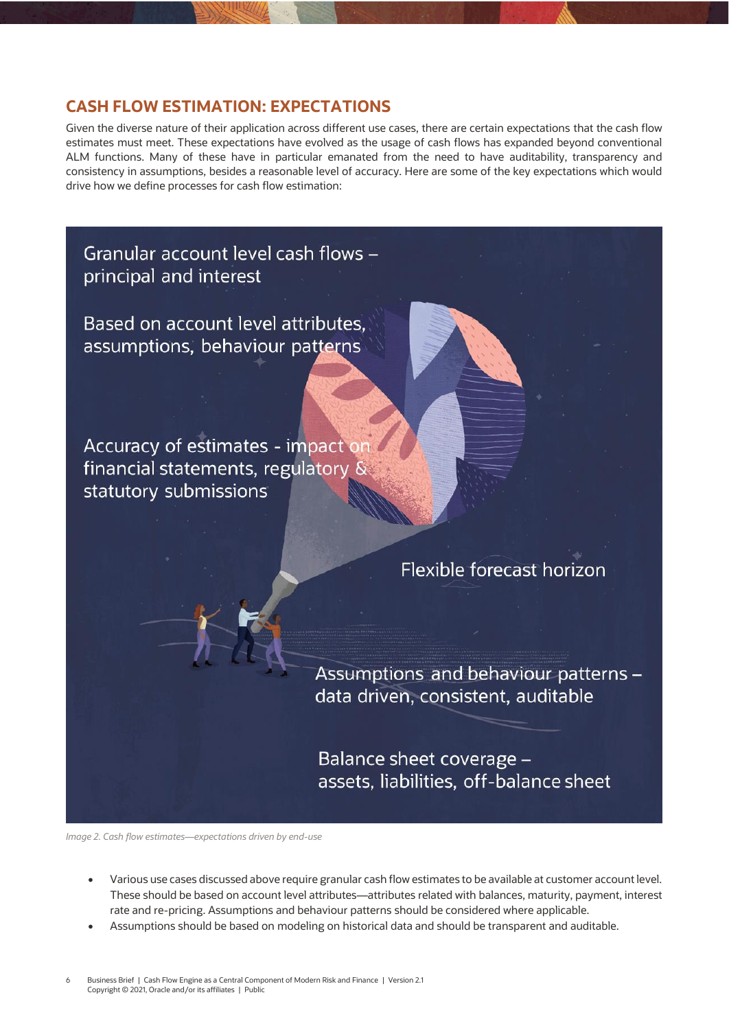## CASH FLOW ESTIMATION: EXPECTATIONS

Given the diverse nature of their application across different use cases, there are certain expectations that the cash flow estimates must meet. These expectations have evolved as the usage of cash flows has expanded beyond conventional ALM functions. Many of these have in particular emanated from the need to have auditability, transparency and consistency in assumptions, besides a reasonable level of accuracy. Here are some of the key expectations which would drive how we define processes for cash flow estimation:

Granular account level cash flows – principal and interest

Based on account level attributes, assumptions, behaviour patterns

Accuracy of estimates - impact on financial statements, regulatory & statutory submissions

Flexible forecast horizon

Assumptions and behaviour patterns – data driven, consistent, auditable

Balance sheet coverage – assets, liabilities, off-balance sheet

*Image 2. Cash flow estimates—expectations driven by end-use*

- Various use cases discussed above require granular cash flow estimates to be available at customer account level. These should be based on account level attributes—attributes related with balances, maturity, payment, interest rate and re-pricing. Assumptions and behaviour patterns should be considered where applicable.
- Assumptions should be based on modeling on historical data and should be transparent and auditable.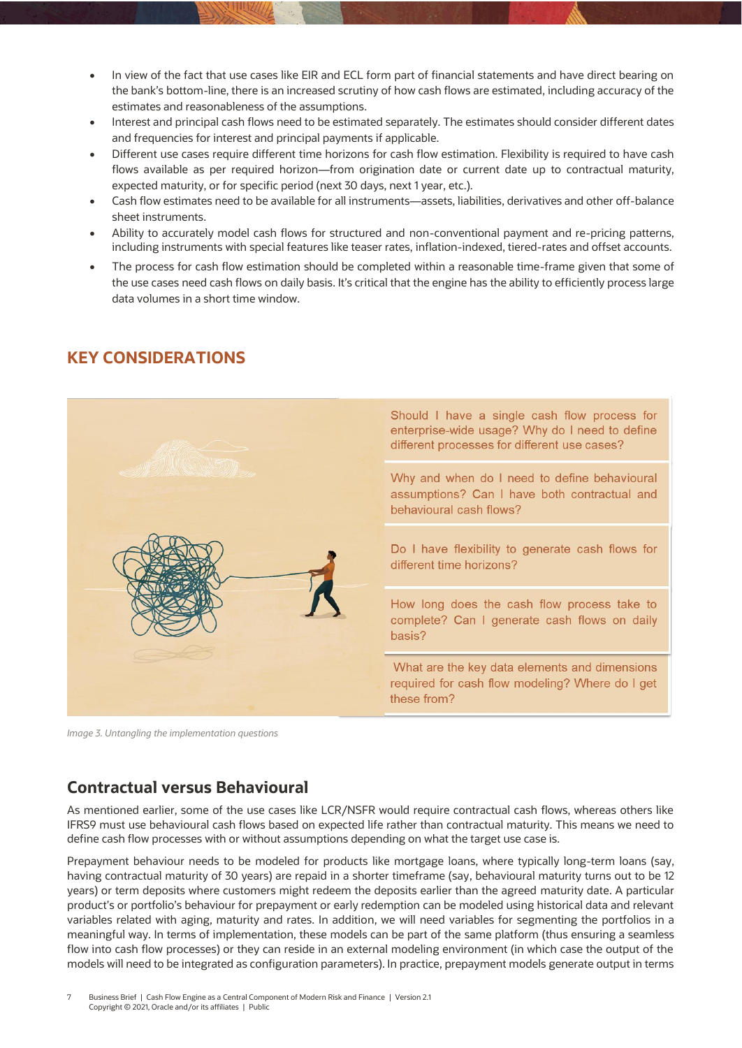- In view of the fact that use cases like EIR and ECL form part of financial statements and have direct bearing on the bank's bottom-line, there is an increased scrutiny of how cash flows are estimated, including accuracy of the estimates and reasonableness of the assumptions.
- Interest and principal cash flows need to be estimated separately. The estimates should consider different dates and frequencies for interest and principal payments if applicable.
- Different use cases require different time horizons for cash flow estimation. Flexibility is required to have cash flows available as per required horizon—from origination date or current date up to contractual maturity, expected maturity, or for specific period (next 30 days, next 1 year, etc.).
- Cash flow estimates need to be available for all instruments—assets, liabilities, derivatives and other off-balance sheet instruments.
- Ability to accurately model cash flows for structured and non-conventional payment and re-pricing patterns, including instruments with special features like teaser rates, inflation-indexed, tiered-rates and offset accounts.
- The process for cash flow estimation should be completed within a reasonable time-frame given that some of the use cases need cash flows on daily basis. It's critical that the engine has the ability to efficiently process large data volumes in a short time window.

## KEY CONSIDERATIONS

Should I have a single cash flow process for enterprise-wide usage? Why do I need to define different processes for different use cases?

Why and when do I need to define behavioural assumptions? Can I have both contractual and behavioural cash flows?

Do I have flexibility to generate cash flows for different time horizons?

How long does the cash flow process take to complete? Can I generate cash flows on daily basis?

What are the key data elements and dimensions required for cash flow modeling? Where do I get these from?

*Image 3. Untangling the implementation questions*

## Contractual versus Behavioural

As mentioned earlier, some of the use cases like LCR/NSFR would require contractual cash flows, whereas others like IFRS9 must use behavioural cash flows based on expected life rather than contractual maturity. This means we need to define cash flow processes with or without assumptions depending on what the target use case is.

Prepayment behaviour needs to be modeled for products like mortgage loans, where typically long-term loans (say, having contractual maturity of 30 years) are repaid in a shorter timeframe (say, behavioural maturity turns out to be 12 years) or term deposits where customers might redeem the deposits earlier than the agreed maturity date. A particular product's or portfolio's behaviour for prepayment or early redemption can be modeled using historical data and relevant variables related with aging, maturity and rates. In addition, we will need variables for segmenting the portfolios in a meaningful way. In terms of implementation, these models can be part of the same platform (thus ensuring a seamless flow into cash flow processes) or they can reside in an external modeling environment (in which case the output of the models will need to be integrated as configuration parameters). In practice, prepayment models generate output in terms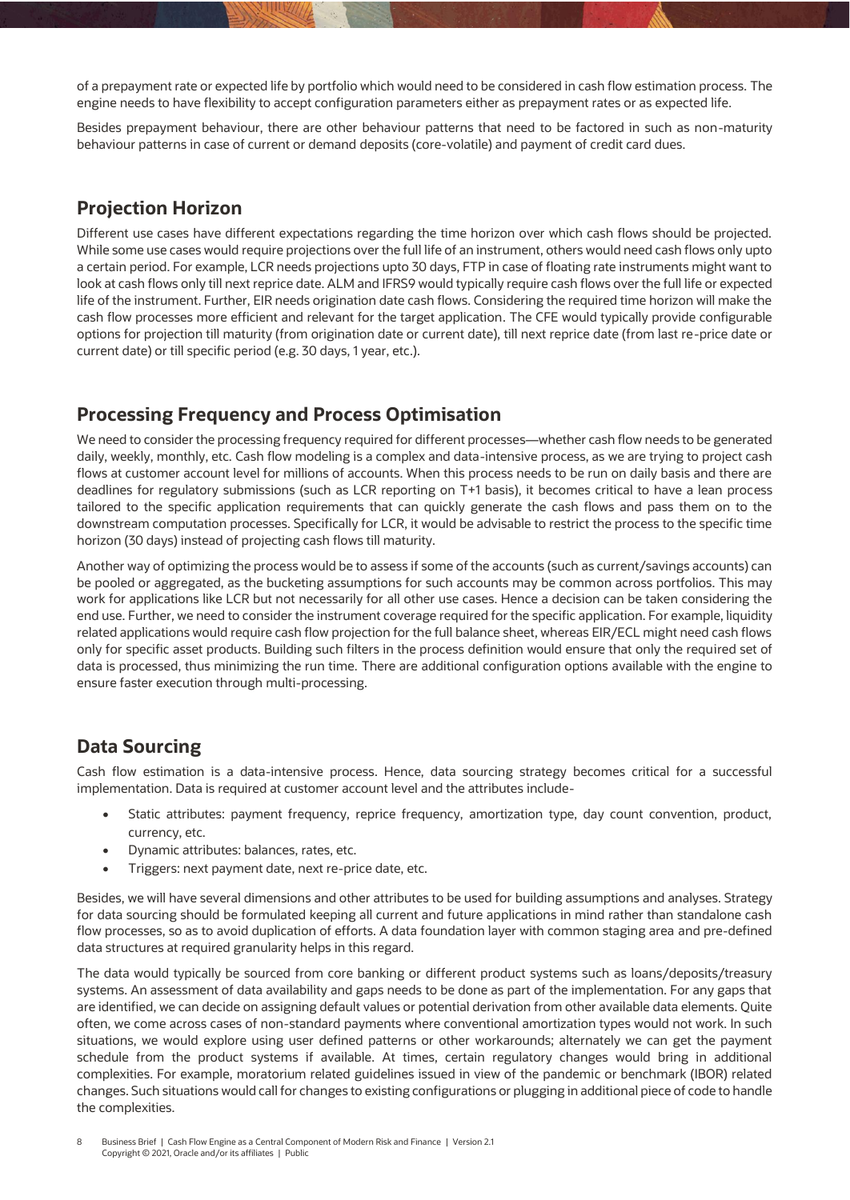of a prepayment rate or expected life by portfolio which would need to be considered in cash flow estimation process. The engine needs to have flexibility to accept configuration parameters either as prepayment rates or as expected life.

Besides prepayment behaviour, there are other behaviour patterns that need to be factored in such as non-maturity behaviour patterns in case of current or demand deposits (core-volatile) and payment of credit card dues.

## Projection Horizon

Different use cases have different expectations regarding the time horizon over which cash flows should be projected. While some use cases would require projections over the full life of an instrument, others would need cash flows only upto a certain period. For example, LCR needs projections upto 30 days, FTP in case of floating rate instruments might want to look at cash flows only till next reprice date. ALM and IFRS9 would typically require cash flows over the full life or expected life of the instrument. Further, EIR needs origination date cash flows. Considering the required time horizon will make the cash flow processes more efficient and relevant for the target application. The CFE would typically provide configurable options for projection till maturity (from origination date or current date), till next reprice date (from last re-price date or current date) or till specific period (e.g. 30 days, 1 year, etc.).

## Processing Frequency and Process Optimisation

We need to consider the processing frequency required for different processes—whether cash flow needs to be generated daily, weekly, monthly, etc. Cash flow modeling is a complex and data-intensive process, as we are trying to project cash flows at customer account level for millions of accounts. When this process needs to be run on daily basis and there are deadlines for regulatory submissions (such as LCR reporting on T+1 basis), it becomes critical to have a lean process tailored to the specific application requirements that can quickly generate the cash flows and pass them on to the downstream computation processes. Specifically for LCR, it would be advisable to restrict the process to the specific time horizon (30 days) instead of projecting cash flows till maturity.

Another way of optimizing the process would be to assess if some of the accounts (such as current/savings accounts) can be pooled or aggregated, as the bucketing assumptions for such accounts may be common across portfolios. This may work for applications like LCR but not necessarily for all other use cases. Hence a decision can be taken considering the end use. Further, we need to consider the instrument coverage required for the specific application. For example, liquidity related applications would require cash flow projection for the full balance sheet, whereas EIR/ECL might need cash flows only for specific asset products. Building such filters in the process definition would ensure that only the required set of data is processed, thus minimizing the run time. There are additional configuration options available with the engine to ensure faster execution through multi-processing.

## Data Sourcing

Cash flow estimation is a data-intensive process. Hence, data sourcing strategy becomes critical for a successful implementation. Data is required at customer account level and the attributes include-

- Static attributes: payment frequency, reprice frequency, amortization type, day count convention, product, currency, etc.
- Dynamic attributes: balances, rates, etc.
- Triggers: next payment date, next re-price date, etc.

Besides, we will have several dimensions and other attributes to be used for building assumptions and analyses. Strategy for data sourcing should be formulated keeping all current and future applications in mind rather than standalone cash flow processes, so as to avoid duplication of efforts. A data foundation layer with common staging area and pre-defined data structures at required granularity helps in this regard.

The data would typically be sourced from core banking or different product systems such as loans/deposits/treasury systems. An assessment of data availability and gaps needs to be done as part of the implementation. For any gaps that are identified, we can decide on assigning default values or potential derivation from other available data elements. Quite often, we come across cases of non-standard payments where conventional amortization types would not work. In such situations, we would explore using user defined patterns or other workarounds; alternately we can get the payment schedule from the product systems if available. At times, certain regulatory changes would bring in additional complexities. For example, moratorium related guidelines issued in view of the pandemic or benchmark (IBOR) related changes. Such situations would call for changes to existing configurations or plugging in additional piece of code to handle the complexities.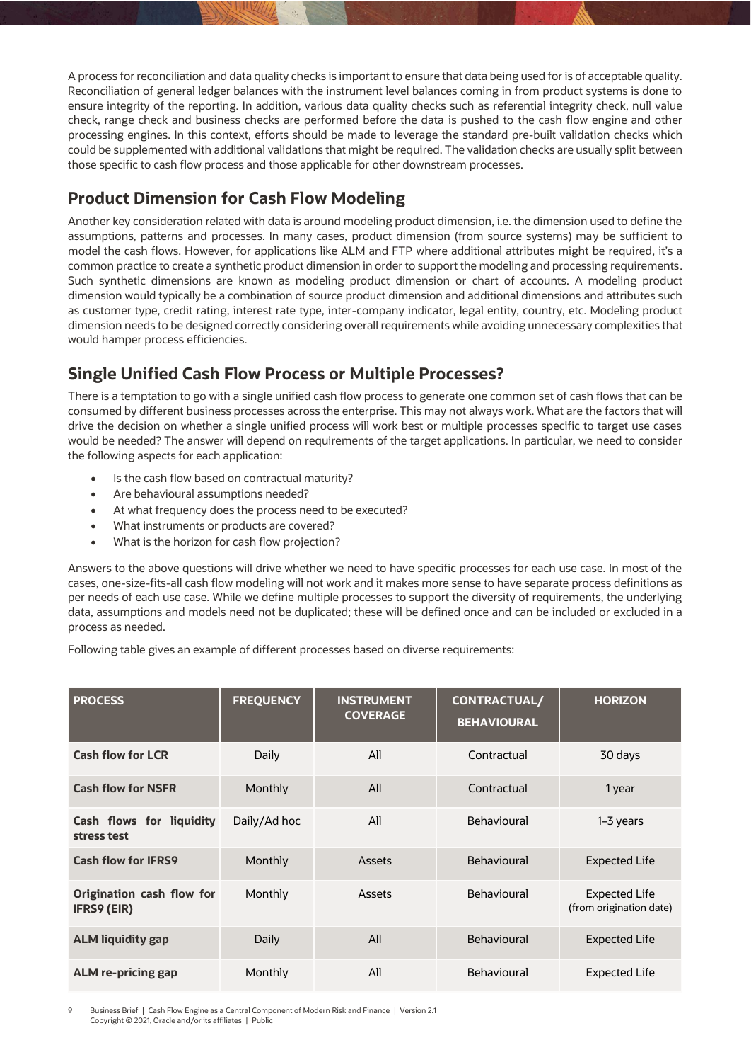A process for reconciliation and data quality checks is important to ensure that data being used for is of acceptable quality. Reconciliation of general ledger balances with the instrument level balances coming in from product systems is done to ensure integrity of the reporting. In addition, various data quality checks such as referential integrity check, null value check, range check and business checks are performed before the data is pushed to the cash flow engine and other processing engines. In this context, efforts should be made to leverage the standard pre-built validation checks which could be supplemented with additional validations that might be required. The validation checks are usually split between those specific to cash flow process and those applicable for other downstream processes.

## Product Dimension for Cash Flow Modeling

Another key consideration related with data is around modeling product dimension, i.e. the dimension used to define the assumptions, patterns and processes. In many cases, product dimension (from source systems) may be sufficient to model the cash flows. However, for applications like ALM and FTP where additional attributes might be required, it's a common practice to create a synthetic product dimension in order to support the modeling and processing requirements. Such synthetic dimensions are known as modeling product dimension or chart of accounts. A modeling product dimension would typically be a combination of source product dimension and additional dimensions and attributes such as customer type, credit rating, interest rate type, inter-company indicator, legal entity, country, etc. Modeling product dimension needs to be designed correctly considering overall requirements while avoiding unnecessary complexities that would hamper process efficiencies.

## Single Unified Cash Flow Process or Multiple Processes?

There is a temptation to go with a single unified cash flow process to generate one common set of cash flows that can be consumed by different business processes across the enterprise. This may not always work. What are the factors that will drive the decision on whether a single unified process will work best or multiple processes specific to target use cases would be needed? The answer will depend on requirements of the target applications. In particular, we need to consider the following aspects for each application:

- Is the cash flow based on contractual maturity?
- Are behavioural assumptions needed?
- At what frequency does the process need to be executed?
- What instruments or products are covered?
- What is the horizon for cash flow projection?

Answers to the above questions will drive whether we need to have specific processes for each use case. In most of the cases, one-size-fits-all cash flow modeling will not work and it makes more sense to have separate process definitions as per needs of each use case. While we define multiple processes to support the diversity of requirements, the underlying data, assumptions and models need not be duplicated; these will be defined once and can be included or excluded in a process as needed.

Following table gives an example of different processes based on diverse requirements:

| PROCESS | FREQUENCY | INSTRUMENT COVERAGE | CONTRACTUAL/ BEHAVIOURAL | HORIZON |
|---|---|---|---|---|
| **Cash flow for LCR** | Daily | All | Contractual | 30 days |
| **Cash flow for NSFR** | Monthly | All | Contractual | 1 year |
| **Cash flows for liquidity stress test** | Daily/Ad hoc | All | Behavioural | 1–3 years |
| **Cash flow for IFRS9** | Monthly | Assets | Behavioural | Expected Life |
| **Origination cash flow for IFRS9 (EIR)** | Monthly | Assets | Behavioural | Expected Life (from origination date) |
| **ALM liquidity gap** | Daily | All | Behavioural | Expected Life |
| **ALM re-pricing gap** | Monthly | All | Behavioural | Expected Life |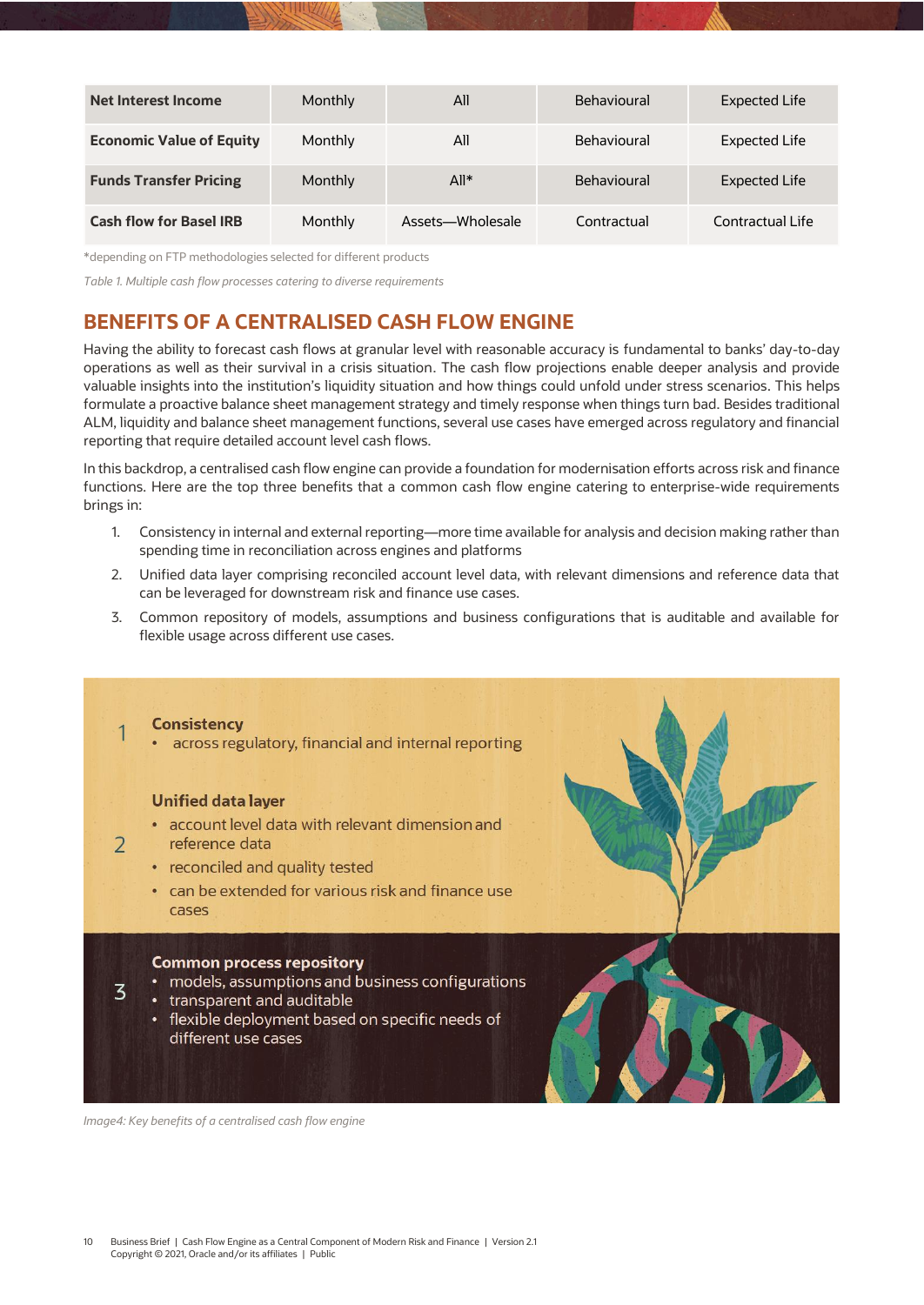| Net Interest Income | Monthly | All | Behavioural | Expected Life |
| --- | --- | --- | --- | --- |
| **Economic Value of Equity** | Monthly | All | Behavioural | Expected Life |
| **Funds Transfer Pricing** | Monthly | All* | Behavioural | Expected Life |
| **Cash flow for Basel IRB** | Monthly | Assets—Wholesale | Contractual | Contractual Life |

*depending on FTP methodologies selected for different products

*Table 1. Multiple cash flow processes catering to diverse requirements*

## BENEFITS OF A CENTRALISED CASH FLOW ENGINE

Having the ability to forecast cash flows at granular level with reasonable accuracy is fundamental to banks' day-to-day operations as well as their survival in a crisis situation. The cash flow projections enable deeper analysis and provide valuable insights into the institution's liquidity situation and how things could unfold under stress scenarios. This helps formulate a proactive balance sheet management strategy and timely response when things turn bad. Besides traditional ALM, liquidity and balance sheet management functions, several use cases have emerged across regulatory and financial reporting that require detailed account level cash flows.

In this backdrop, a centralised cash flow engine can provide a foundation for modernisation efforts across risk and finance functions. Here are the top three benefits that a common cash flow engine catering to enterprise-wide requirements brings in:

1. Consistency in internal and external reporting—more time available for analysis and decision making rather than spending time in reconciliation across engines and platforms
2. Unified data layer comprising reconciled account level data, with relevant dimensions and reference data that can be leveraged for downstream risk and finance use cases.
3. Common repository of models, assumptions and business configurations that is auditable and available for flexible usage across different use cases.

1 **Consistency**
- across regulatory, financial and internal reporting

2 **Unified data layer**
- account level data with relevant dimension and reference data
- reconciled and quality tested
- can be extended for various risk and finance use cases

3 **Common process repository**
- models, assumptions and business configurations
- transparent and auditable
- flexible deployment based on specific needs of different use cases

*Image4: Key benefits of a centralised cash flow engine*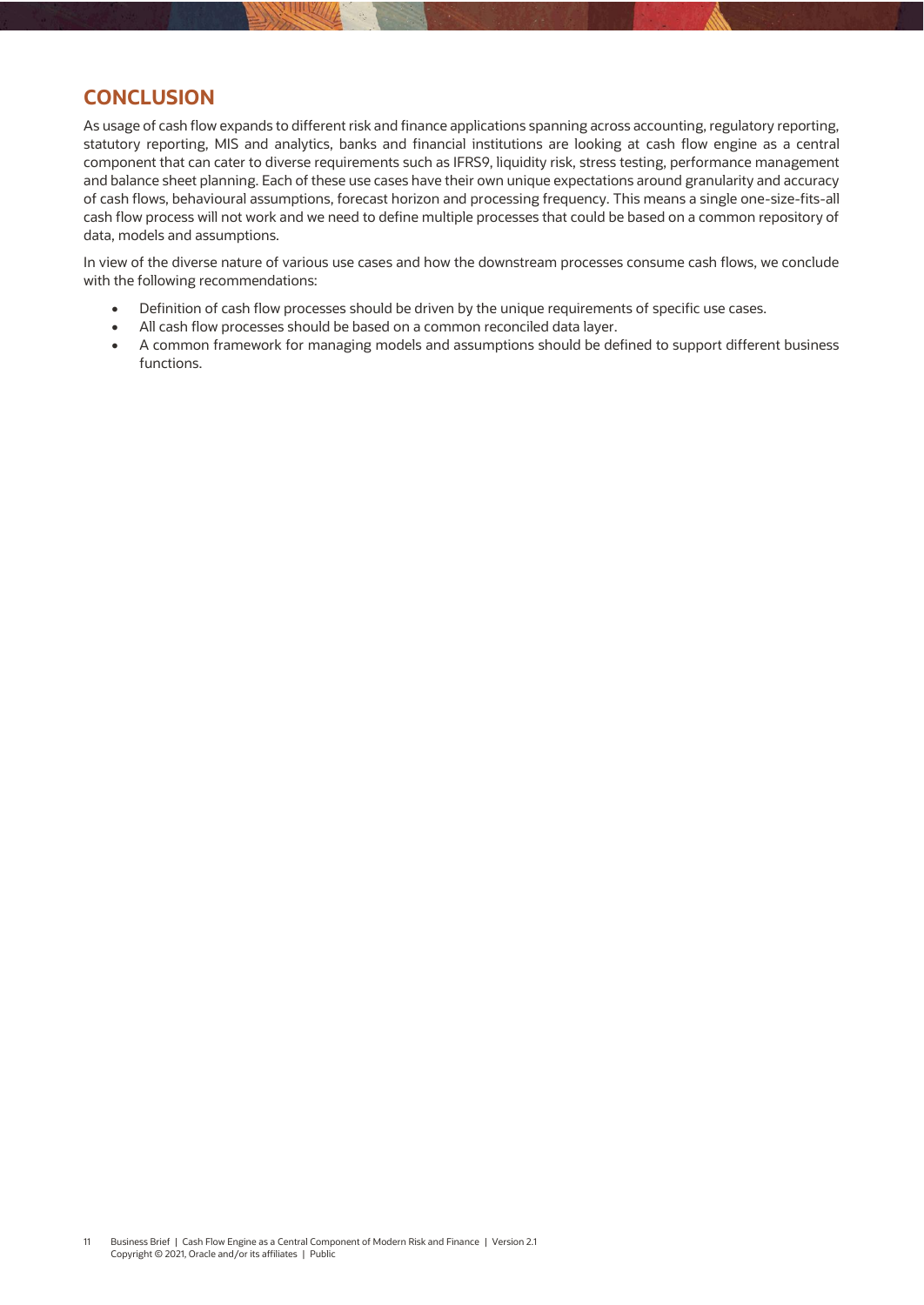## CONCLUSION

As usage of cash flow expands to different risk and finance applications spanning across accounting, regulatory reporting, statutory reporting, MIS and analytics, banks and financial institutions are looking at cash flow engine as a central component that can cater to diverse requirements such as IFRS9, liquidity risk, stress testing, performance management and balance sheet planning. Each of these use cases have their own unique expectations around granularity and accuracy of cash flows, behavioural assumptions, forecast horizon and processing frequency. This means a single one-size-fits-all cash flow process will not work and we need to define multiple processes that could be based on a common repository of data, models and assumptions.

In view of the diverse nature of various use cases and how the downstream processes consume cash flows, we conclude with the following recommendations:

- Definition of cash flow processes should be driven by the unique requirements of specific use cases.
- All cash flow processes should be based on a common reconciled data layer.
- A common framework for managing models and assumptions should be defined to support different business functions.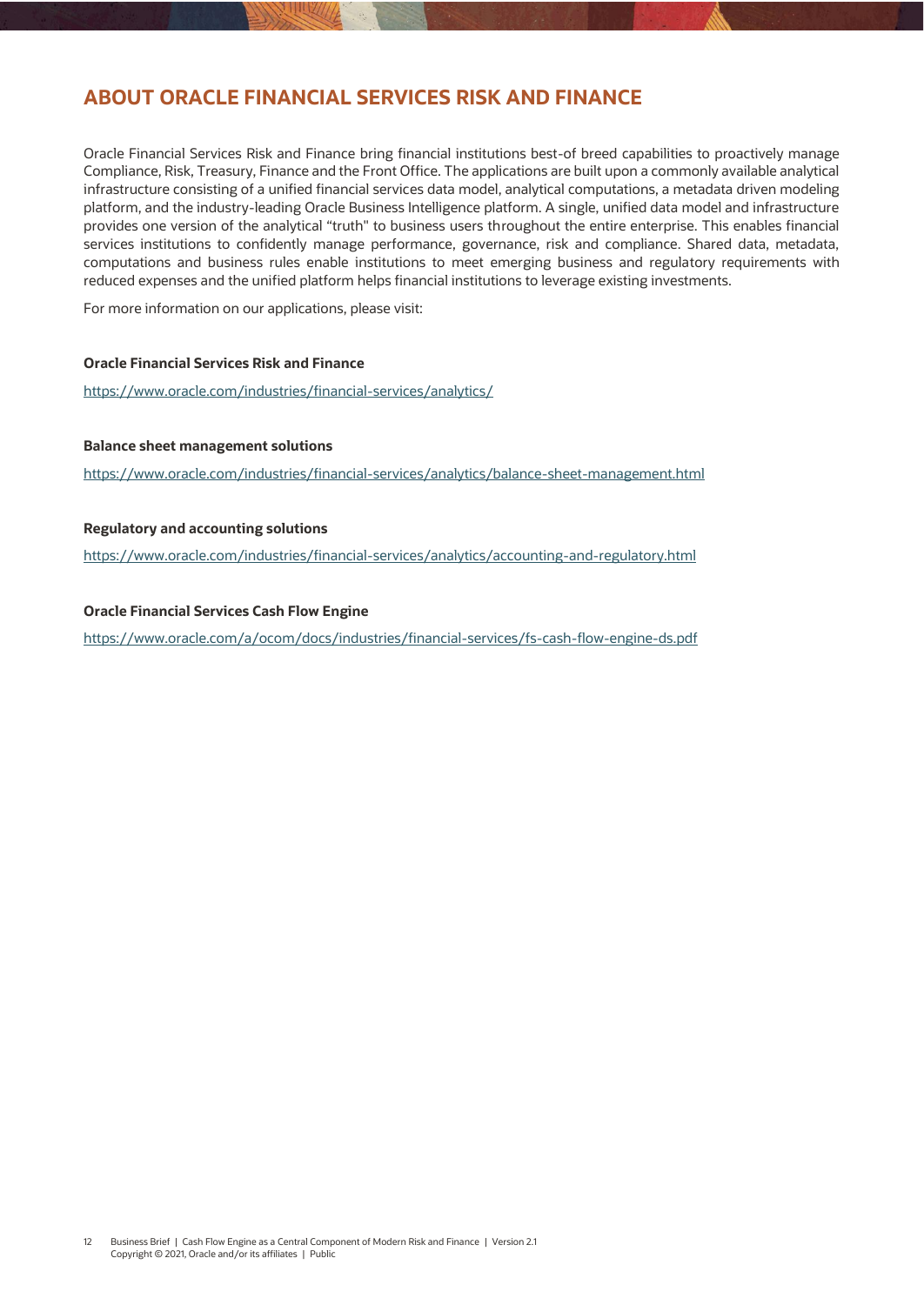## ABOUT ORACLE FINANCIAL SERVICES RISK AND FINANCE

Oracle Financial Services Risk and Finance bring financial institutions best-of breed capabilities to proactively manage Compliance, Risk, Treasury, Finance and the Front Office. The applications are built upon a commonly available analytical infrastructure consisting of a unified financial services data model, analytical computations, a metadata driven modeling platform, and the industry-leading Oracle Business Intelligence platform. A single, unified data model and infrastructure provides one version of the analytical "truth" to business users throughout the entire enterprise. This enables financial services institutions to confidently manage performance, governance, risk and compliance. Shared data, metadata, computations and business rules enable institutions to meet emerging business and regulatory requirements with reduced expenses and the unified platform helps financial institutions to leverage existing investments.

For more information on our applications, please visit:

**Oracle Financial Services Risk and Finance**

https://www.oracle.com/industries/financial-services/analytics/

**Balance sheet management solutions**

https://www.oracle.com/industries/financial-services/analytics/balance-sheet-management.html

**Regulatory and accounting solutions**

https://www.oracle.com/industries/financial-services/analytics/accounting-and-regulatory.html

**Oracle Financial Services Cash Flow Engine**

https://www.oracle.com/a/ocom/docs/industries/financial-services/fs-cash-flow-engine-ds.pdf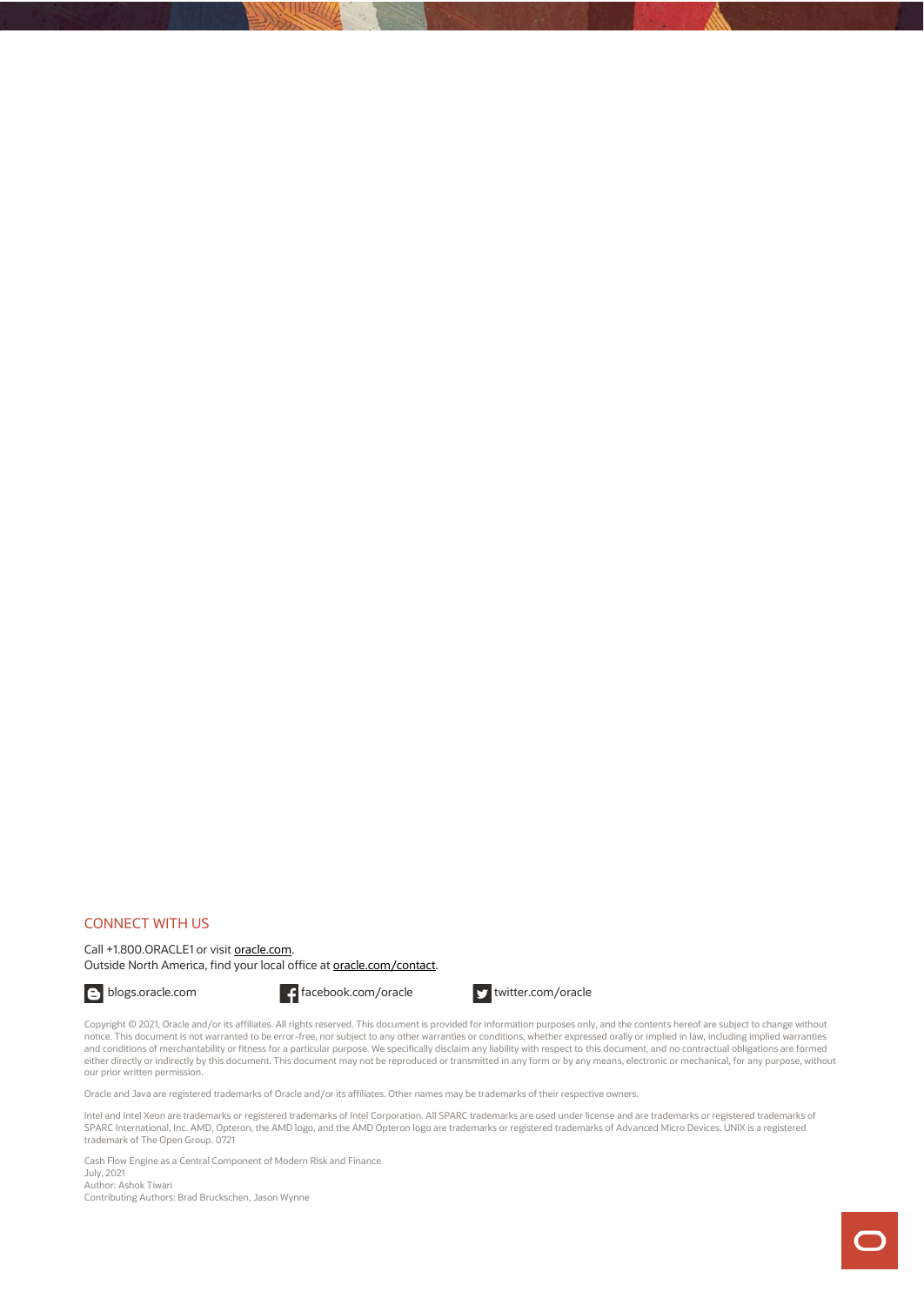## CONNECT WITH US

Call +1.800.ORACLE1 or visit oracle.com.
Outside North America, find your local office at oracle.com/contact.

blogs.oracle.com    facebook.com/oracle    twitter.com/oracle

Copyright © 2021, Oracle and/or its affiliates. All rights reserved. This document is provided for information purposes only, and the contents hereof are subject to change without notice. This document is not warranted to be error-free, nor subject to any other warranties or conditions, whether expressed orally or implied in law, including implied warranties and conditions of merchantability or fitness for a particular purpose. We specifically disclaim any liability with respect to this document, and no contractual obligations are formed either directly or indirectly by this document. This document may not be reproduced or transmitted in any form or by any means, electronic or mechanical, for any purpose, without our prior written permission.

Oracle and Java are registered trademarks of Oracle and/or its affiliates. Other names may be trademarks of their respective owners.

Intel and Intel Xeon are trademarks or registered trademarks of Intel Corporation. All SPARC trademarks are used under license and are trademarks or registered trademarks of SPARC International, Inc. AMD, Opteron, the AMD logo, and the AMD Opteron logo are trademarks or registered trademarks of Advanced Micro Devices. UNIX is a registered trademark of The Open Group. 0721

Cash Flow Engine as a Central Component of Modern Risk and Finance
July, 2021
Author: Ashok Tiwari
Contributing Authors: Brad Bruckschen, Jason Wynne